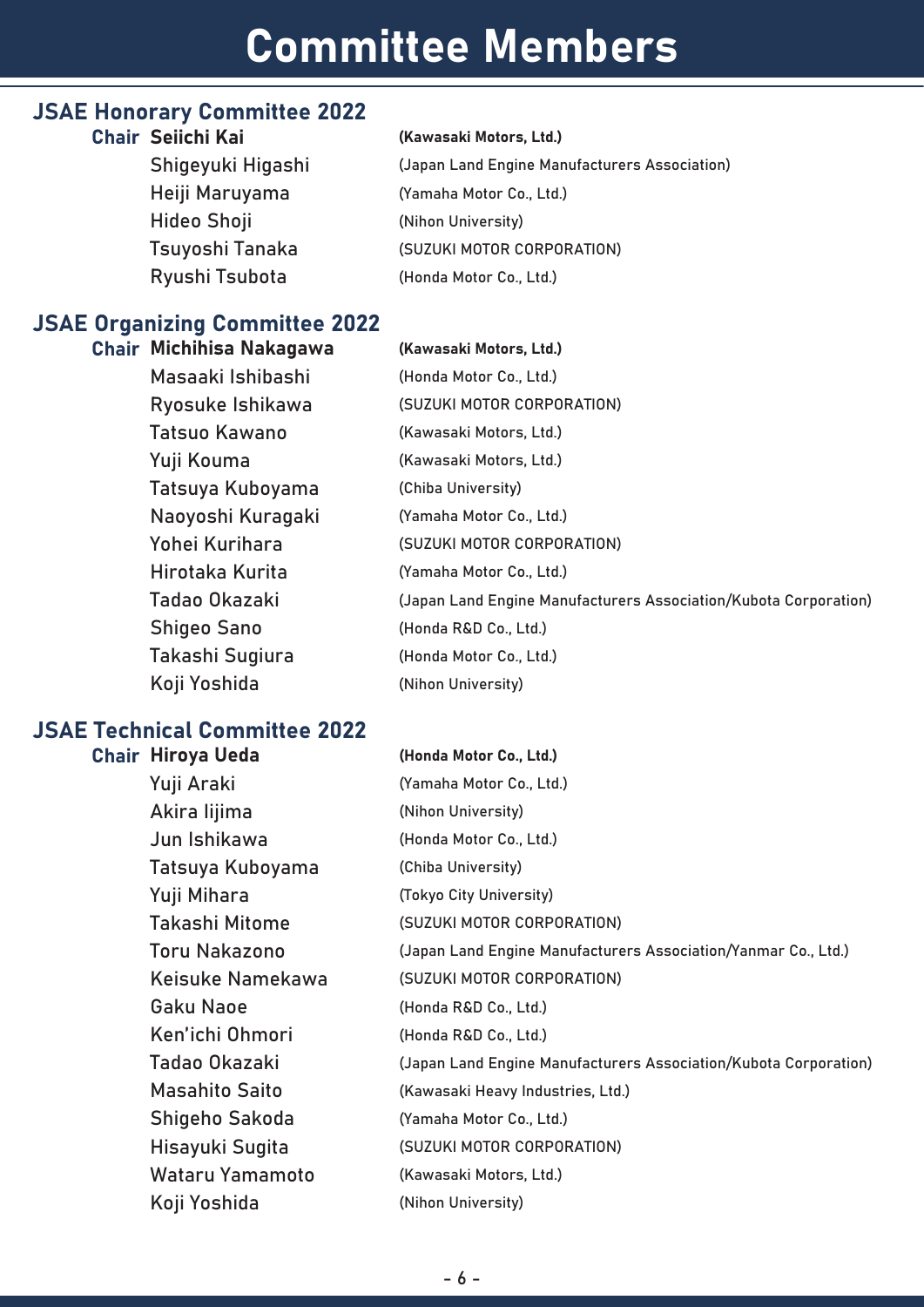# Committee Members

## JSAE Honorary Committee 2022

**Chair Seiichi Kai** **(Kawasaki Motors, Ltd.)**
Shigeyuki Higashi (Japan Land Engine Manufacturers Association)
Heiji Maruyama (Yamaha Motor Co., Ltd.)
Hideo Shoji (Nihon University)
Tsuyoshi Tanaka (SUZUKI MOTOR CORPORATION)
Ryushi Tsubota (Honda Motor Co., Ltd.)

## JSAE Organizing Committee 2022

**Chair Michihisa Nakagawa** **(Kawasaki Motors, Ltd.)**
Masaaki Ishibashi (Honda Motor Co., Ltd.)
Ryosuke Ishikawa (SUZUKI MOTOR CORPORATION)
Tatsuo Kawano (Kawasaki Motors, Ltd.)
Yuji Kouma (Kawasaki Motors, Ltd.)
Tatsuya Kuboyama (Chiba University)
Naoyoshi Kuragaki (Yamaha Motor Co., Ltd.)
Yohei Kurihara (SUZUKI MOTOR CORPORATION)
Hirotaka Kurita (Yamaha Motor Co., Ltd.)
Tadao Okazaki (Japan Land Engine Manufacturers Association/Kubota Corporation)
Shigeo Sano (Honda R&D Co., Ltd.)
Takashi Sugiura (Honda Motor Co., Ltd.)
Koji Yoshida (Nihon University)

## JSAE Technical Committee 2022

**Chair Hiroya Ueda** **(Honda Motor Co., Ltd.)**
Yuji Araki (Yamaha Motor Co., Ltd.)
Akira Iijima (Nihon University)
Jun Ishikawa (Honda Motor Co., Ltd.)
Tatsuya Kuboyama (Chiba University)
Yuji Mihara (Tokyo City University)
Takashi Mitome (SUZUKI MOTOR CORPORATION)
Toru Nakazono (Japan Land Engine Manufacturers Association/Yanmar Co., Ltd.)
Keisuke Namekawa (SUZUKI MOTOR CORPORATION)
Gaku Naoe (Honda R&D Co., Ltd.)
Ken'ichi Ohmori (Honda R&D Co., Ltd.)
Tadao Okazaki (Japan Land Engine Manufacturers Association/Kubota Corporation)
Masahito Saito (Kawasaki Heavy Industries, Ltd.)
Shigeho Sakoda (Yamaha Motor Co., Ltd.)
Hisayuki Sugita (SUZUKI MOTOR CORPORATION)
Wataru Yamamoto (Kawasaki Motors, Ltd.)
Koji Yoshida (Nihon University)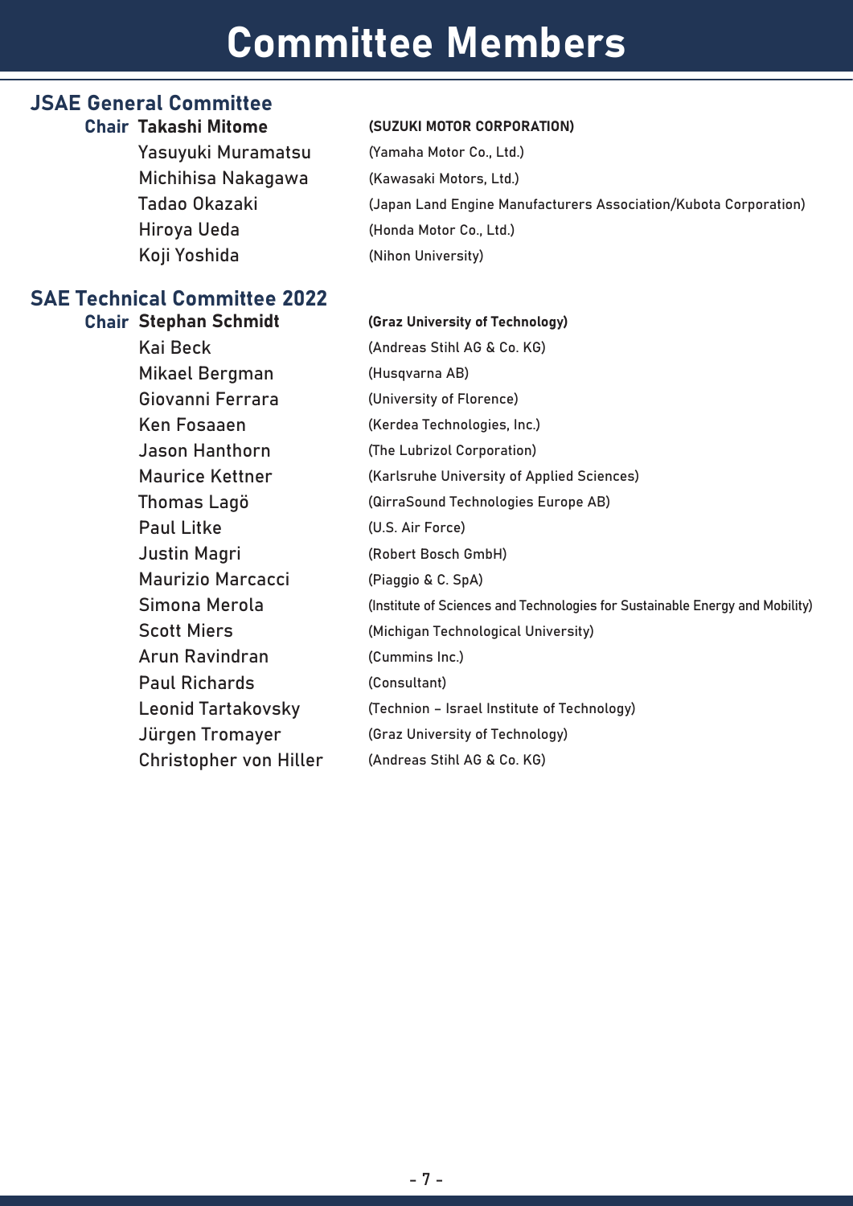# Committee Members

## JSAE General Committee

| | | |
|---|---|---|
| **Chair** | **Takashi Mitome** | **(SUZUKI MOTOR CORPORATION)** |
| | Yasuyuki Muramatsu | (Yamaha Motor Co., Ltd.) |
| | Michihisa Nakagawa | (Kawasaki Motors, Ltd.) |
| | Tadao Okazaki | (Japan Land Engine Manufacturers Association/Kubota Corporation) |
| | Hiroya Ueda | (Honda Motor Co., Ltd.) |
| | Koji Yoshida | (Nihon University) |

## SAE Technical Committee 2022

| | | |
|---|---|---|
| **Chair** | **Stephan Schmidt** | **(Graz University of Technology)** |
| | Kai Beck | (Andreas Stihl AG & Co. KG) |
| | Mikael Bergman | (Husqvarna AB) |
| | Giovanni Ferrara | (University of Florence) |
| | Ken Fosaaen | (Kerdea Technologies, Inc.) |
| | Jason Hanthorn | (The Lubrizol Corporation) |
| | Maurice Kettner | (Karlsruhe University of Applied Sciences) |
| | Thomas Lagö | (QirraSound Technologies Europe AB) |
| | Paul Litke | (U.S. Air Force) |
| | Justin Magri | (Robert Bosch GmbH) |
| | Maurizio Marcacci | (Piaggio & C. SpA) |
| | Simona Merola | (Institute of Sciences and Technologies for Sustainable Energy and Mobility) |
| | Scott Miers | (Michigan Technological University) |
| | Arun Ravindran | (Cummins Inc.) |
| | Paul Richards | (Consultant) |
| | Leonid Tartakovsky | (Technion – Israel Institute of Technology) |
| | Jürgen Tromayer | (Graz University of Technology) |
| | Christopher von Hiller | (Andreas Stihl AG & Co. KG) |